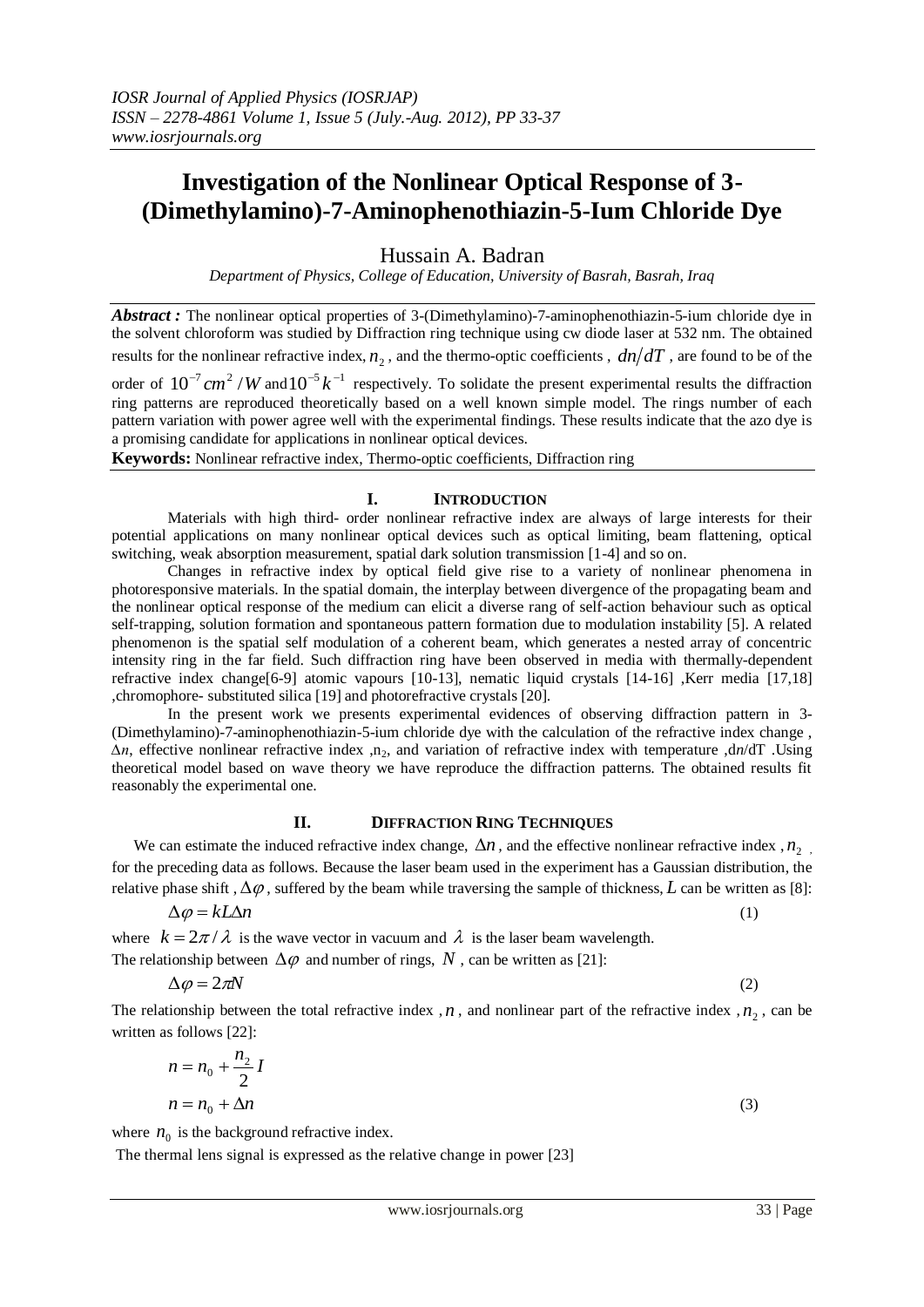# Investigation of the Nonlinear Optical Response of 3-(Dimethylamino)-7-Aminophenothiazin-5-Ium Chloride Dye

Hussain A. Badran

*Department of Physics, College of Education, University of Basrah, Basrah, Iraq*

***Abstract :*** The nonlinear optical properties of 3-(Dimethylamino)-7-aminophenothiazin-5-ium chloride dye in the solvent chloroform was studied by Diffraction ring technique using cw diode laser at 532 nm. The obtained results for the nonlinear refractive index, $n_2$, and the thermo-optic coefficients , $dn/dT$ , are found to be of the order of $10^{-7} cm^2/W$ and $10^{-5} k^{-1}$ respectively. To solidate the present experimental results the diffraction ring patterns are reproduced theoretically based on a well known simple model. The rings number of each pattern variation with power agree well with the experimental findings. These results indicate that the azo dye is a promising candidate for applications in nonlinear optical devices.

**Keywords:** Nonlinear refractive index, Thermo-optic coefficients, Diffraction ring

## I. INTRODUCTION

Materials with high third- order nonlinear refractive index are always of large interests for their potential applications on many nonlinear optical devices such as optical limiting, beam flattening, optical switching, weak absorption measurement, spatial dark solution transmission [1-4] and so on.

Changes in refractive index by optical field give rise to a variety of nonlinear phenomena in photoresponsive materials. In the spatial domain, the interplay between divergence of the propagating beam and the nonlinear optical response of the medium can elicit a diverse rang of self-action behaviour such as optical self-trapping, solution formation and spontaneous pattern formation due to modulation instability [5]. A related phenomenon is the spatial self modulation of a coherent beam, which generates a nested array of concentric intensity ring in the far field. Such diffraction ring have been observed in media with thermally-dependent refractive index change[6-9] atomic vapours [10-13], nematic liquid crystals [14-16] ,Kerr media [17,18] ,chromophore- substituted silica [19] and photorefractive crystals [20].

In the present work we presents experimental evidences of observing diffraction pattern in 3-(Dimethylamino)-7-aminophenothiazin-5-ium chloride dye with the calculation of the refractive index change , $\Delta n$, effective nonlinear refractive index ,$n_2$, and variation of refractive index with temperature ,$dn/dT$ .Using theoretical model based on wave theory we have reproduce the diffraction patterns. The obtained results fit reasonably the experimental one.

## II. DIFFRACTION RING TECHNIQUES

We can estimate the induced refractive index change, $\Delta n$, and the effective nonlinear refractive index , $n_2$ , for the preceding data as follows. Because the laser beam used in the experiment has a Gaussian distribution, the relative phase shift , $\Delta\varphi$ , suffered by the beam while traversing the sample of thickness, $L$ can be written as [8]:

$$\Delta\varphi = kL\Delta n \tag{1}$$

where $k = 2\pi/\lambda$ is the wave vector in vacuum and $\lambda$ is the laser beam wavelength.

The relationship between $\Delta\varphi$ and number of rings, $N$ , can be written as [21]:

$$\Delta\varphi = 2\pi N \tag{2}$$

The relationship between the total refractive index , $n$, and nonlinear part of the refractive index , $n_2$, can be written as follows [22]:

$$n = n_0 + \frac{n_2}{2} I$$

$$n = n_0 + \Delta n \tag{3}$$

where $n_0$ is the background refractive index.

The thermal lens signal is expressed as the relative change in power [23]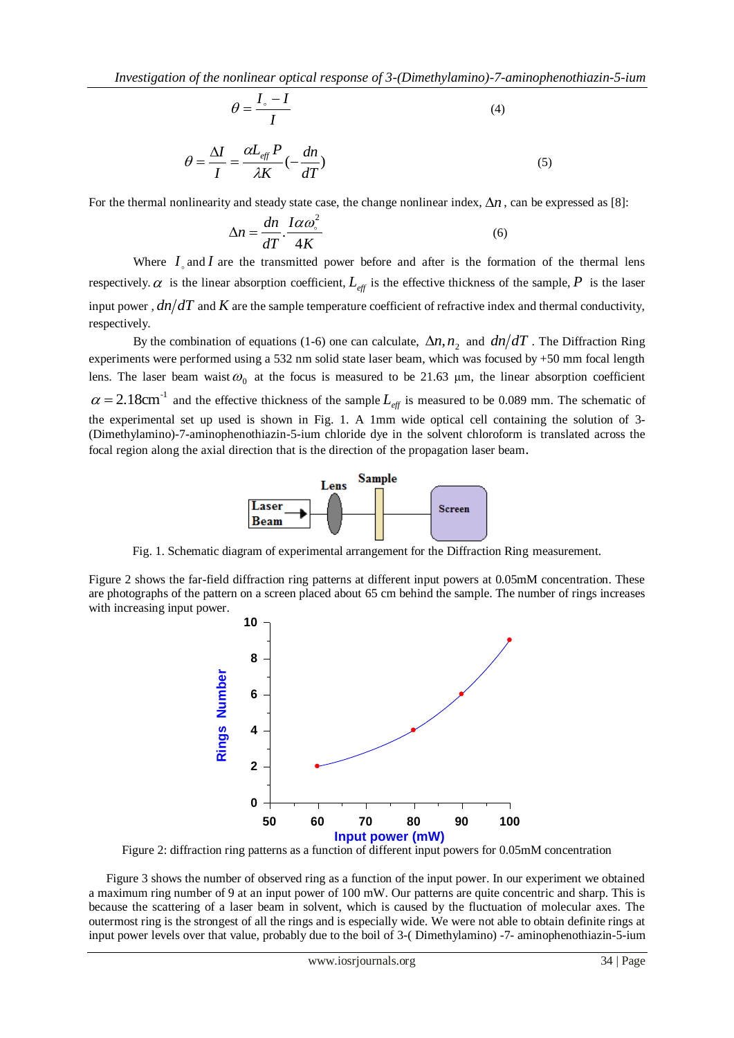$$\theta = \frac{I_\circ - I}{I} \quad (4)$$

$$\theta = \frac{\Delta I}{I} = \frac{\alpha L_{eff} P}{\lambda K}\left(-\frac{dn}{dT}\right) \quad (5)$$

For the thermal nonlinearity and steady state case, the change nonlinear index, $\Delta n$, can be expressed as [8]:

$$\Delta n = \frac{dn}{dT} \cdot \frac{I \alpha \omega_\circ^2}{4K} \quad (6)$$

Where $I_\circ$ and $I$ are the transmitted power before and after is the formation of the thermal lens respectively. $\alpha$ is the linear absorption coefficient, $L_{eff}$ is the effective thickness of the sample, $P$ is the laser input power , $dn/dT$ and $K$ are the sample temperature coefficient of refractive index and thermal conductivity, respectively.

By the combination of equations (1-6) one can calculate, $\Delta n, n_2$ and $dn/dT$ . The Diffraction Ring experiments were performed using a 532 nm solid state laser beam, which was focused by +50 mm focal length lens. The laser beam waist $\omega_0$ at the focus is measured to be 21.63 µm, the linear absorption coefficient $\alpha = 2.18\text{cm}^{-1}$ and the effective thickness of the sample $L_{eff}$ is measured to be 0.089 mm. The schematic of the experimental set up used is shown in Fig. 1. A 1mm wide optical cell containing the solution of 3-(Dimethylamino)-7-aminophenothiazin-5-ium chloride dye in the solvent chloroform is translated across the focal region along the axial direction that is the direction of the propagation laser beam.

Fig. 1. Schematic diagram of experimental arrangement for the Diffraction Ring measurement.

Figure 2 shows the far-field diffraction ring patterns at different input powers at 0.05mM concentration. These are photographs of the pattern on a screen placed about 65 cm behind the sample. The number of rings increases with increasing input power.

Figure 2: diffraction ring patterns as a function of different input powers for 0.05mM concentration

Figure 3 shows the number of observed ring as a function of the input power. In our experiment we obtained a maximum ring number of 9 at an input power of 100 mW. Our patterns are quite concentric and sharp. This is because the scattering of a laser beam in solvent, which is caused by the fluctuation of molecular axes. The outermost ring is the strongest of all the rings and is especially wide. We were not able to obtain definite rings at input power levels over that value, probably due to the boil of 3-( Dimethylamino) -7- aminophenothiazin-5-ium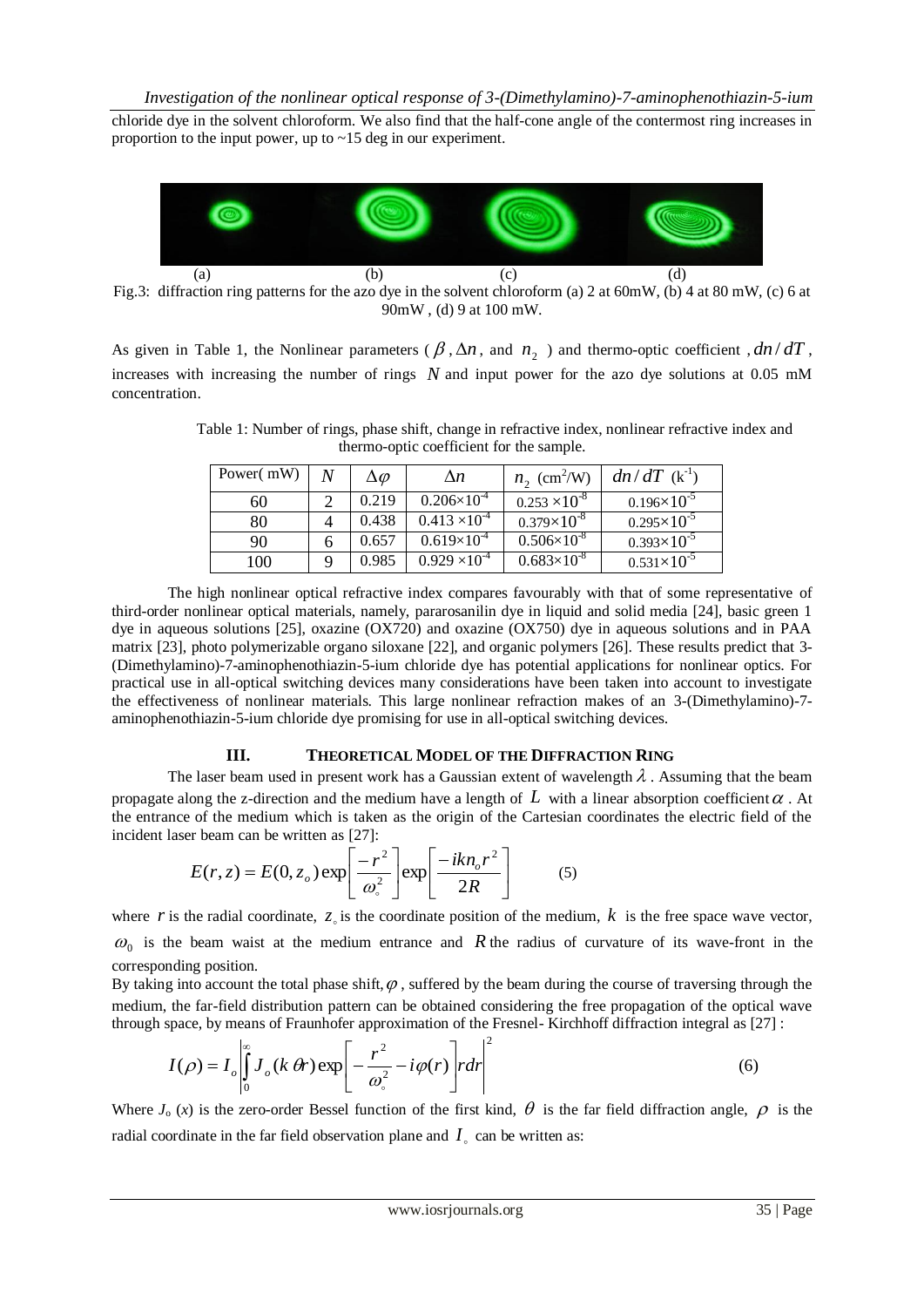chloride dye in the solvent chloroform. We also find that the half-cone angle of the contermost ring increases in proportion to the input power, up to ~15 deg in our experiment.

(a) (b) (c) (d)

Fig.3: diffraction ring patterns for the azo dye in the solvent chloroform (a) 2 at 60mW, (b) 4 at 80 mW, (c) 6 at 90mW , (d) 9 at 100 mW.

As given in Table 1, the Nonlinear parameters ( $\beta$ , $\Delta n$, and $n_2$ ) and thermo-optic coefficient , $dn/dT$, increases with increasing the number of rings $N$ and input power for the azo dye solutions at 0.05 mM concentration.

Table 1: Number of rings, phase shift, change in refractive index, nonlinear refractive index and thermo-optic coefficient for the sample.

| Power( mW) | $N$ | $\Delta\varphi$ | $\Delta n$ | $n_2$ (cm$^2$/W) | $dn/dT$ (k$^{-1}$) |
|---|---|---|---|---|---|
| 60 | 2 | 0.219 | $0.206\times10^{-4}$ | $0.253\times10^{-8}$ | $0.196\times10^{-5}$ |
| 80 | 4 | 0.438 | $0.413\times10^{-4}$ | $0.379\times10^{-8}$ | $0.295\times10^{-5}$ |
| 90 | 6 | 0.657 | $0.619\times10^{-4}$ | $0.506\times10^{-8}$ | $0.393\times10^{-5}$ |
| 100 | 9 | 0.985 | $0.929\times10^{-4}$ | $0.683\times10^{-8}$ | $0.531\times10^{-5}$ |

The high nonlinear optical refractive index compares favourably with that of some representative of third-order nonlinear optical materials, namely, pararosanilin dye in liquid and solid media [24], basic green 1 dye in aqueous solutions [25], oxazine (OX720) and oxazine (OX750) dye in aqueous solutions and in PAA matrix [23], photo polymerizable organo siloxane [22], and organic polymers [26]. These results predict that 3-(Dimethylamino)-7-aminophenothiazin-5-ium chloride dye has potential applications for nonlinear optics. For practical use in all-optical switching devices many considerations have been taken into account to investigate the effectiveness of nonlinear materials. This large nonlinear refraction makes of an 3-(Dimethylamino)-7-aminophenothiazin-5-ium chloride dye promising for use in all-optical switching devices.

## III. THEORETICAL MODEL OF THE DIFFRACTION RING

The laser beam used in present work has a Gaussian extent of wavelength $\lambda$ . Assuming that the beam propagate along the z-direction and the medium have a length of $L$ with a linear absorption coefficient $\alpha$ . At the entrance of the medium which is taken as the origin of the Cartesian coordinates the electric field of the incident laser beam can be written as [27]:

$$E(r,z) = E(0,z_o)\exp\left[\frac{-r^2}{\omega_\circ^2}\right]\exp\left[\frac{-ikn_o r^2}{2R}\right] \qquad (5)$$

where $r$ is the radial coordinate, $z_\circ$ is the coordinate position of the medium, $k$ is the free space wave vector, $\omega_0$ is the beam waist at the medium entrance and $R$ the radius of curvature of its wave-front in the corresponding position.

By taking into account the total phase shift, $\varphi$ , suffered by the beam during the course of traversing through the medium, the far-field distribution pattern can be obtained considering the free propagation of the optical wave through space, by means of Fraunhofer approximation of the Fresnel- Kirchhoff diffraction integral as [27] :

$$I(\rho) = I_o\left|\int_0^\infty J_o(k\,\theta r)\exp\left[-\frac{r^2}{\omega_\circ^2} - i\varphi(r)\right]rdr\right|^2 \qquad (6)$$

Where $J_o(x)$ is the zero-order Bessel function of the first kind, $\theta$ is the far field diffraction angle, $\rho$ is the radial coordinate in the far field observation plane and $I_\circ$ can be written as: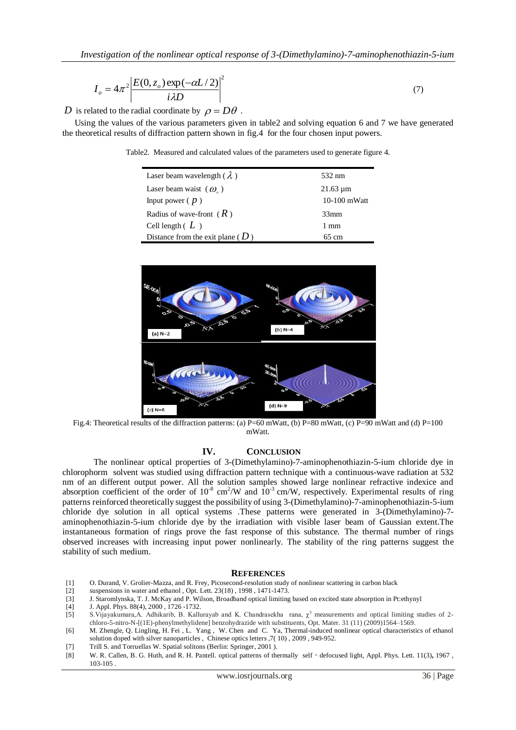$$I_o = 4\pi^2 \left| \frac{E(0, z_o)\exp(-\alpha L/2)}{i\lambda D} \right|^2 \quad (7)$$

$D$ is related to the radial coordinate by $\rho = D\theta$ .

Using the values of the various parameters given in table2 and solving equation 6 and 7 we have generated the theoretical results of diffraction pattern shown in fig.4 for the four chosen input powers.

Table2. Measured and calculated values of the parameters used to generate figure 4.

| | |
|---|---|
| Laser beam wavelength ( $\lambda$ ) | 532 nm |
| Laser beam waist ( $\omega_o$ ) | 21.63 µm |
| Input power ( $p$ ) | 10-100 mWatt |
| Radius of wave-front ( $R$ ) | 33mm |
| Cell length ( $L$ ) | 1 mm |
| Distance from the exit plane ( $D$ ) | 65 cm |

Fig.4: Theoretical results of the diffraction patterns: (a) P=60 mWatt, (b) P=80 mWatt, (c) P=90 mWatt and (d) P=100 mWatt.

## IV. CONCLUSION

The nonlinear optical properties of 3-(Dimethylamino)-7-aminophenothiazin-5-ium chloride dye in chlorophorm solvent was studied using diffraction pattern technique with a continuous-wave radiation at 532 nm of an different output power. All the solution samples showed large nonlinear refractive indexice and absorption coefficient of the order of $10^{-8}$ cm$^2$/W and $10^{-3}$ cm/W, respectively. Experimental results of ring patterns reinforced theoretically suggest the possibility of using 3-(Dimethylamino)-7-aminophenothiazin-5-ium chloride dye solution in all optical systems .These patterns were generated in 3-(Dimethylamino)-7-aminophenothiazin-5-ium chloride dye by the irradiation with visible laser beam of Gaussian extent.The instantaneous formation of rings prove the fast response of this substance. The thermal number of rings observed increases with increasing input power nonlinearly. The stability of the ring patterns suggest the stability of such medium.

## REFERENCES

[1] O. Durand, V. Grolier-Mazza, and R. Frey, Picosecond-resolution study of nonlinear scattering in carbon black
[2] suspensions in water and ethanol , Opt. Lett. 23(18) , 1998 , 1471-1473.
[3] J. Staromlynska, T. J. McKay and P. Wilson, Broadband optical limiting based on excited state absorption in Pt:ethynyl
[4] J. Appl. Phys. 88(4), 2000 , 1726 -1732.
[5] S.Vijayakumara,A. Adhikarib, B. Kallurayab and K. Chandrasekha rana, $\chi^3$ measurements and optical limiting studies of 2-chloro-5-nitro-N-[(1E)-phenylmethylidene] benzohydrazide with substituents, Opt. Mater. 31 (11) (2009)1564–1569.
[6] M. Zhengle, Q. Lingling, H. Fei , L. Yang , W. Chen and C. Ya, Thermal-induced nonlinear optical characteristics of ethanol solution doped with silver nanoparticles , Chinese optics letters ,7( 10) , 2009 , 949-952.
[7] Trill S. and Torruellas W. Spatial solitons (Berlin: Springer, 2001 ).
[8] W. R. Callen, B. G. Huth, and R. H. Pantell. optical patterns of thermally self - defocused light, Appl. Phys. Lett. 11(3), 1967 , 103-105 .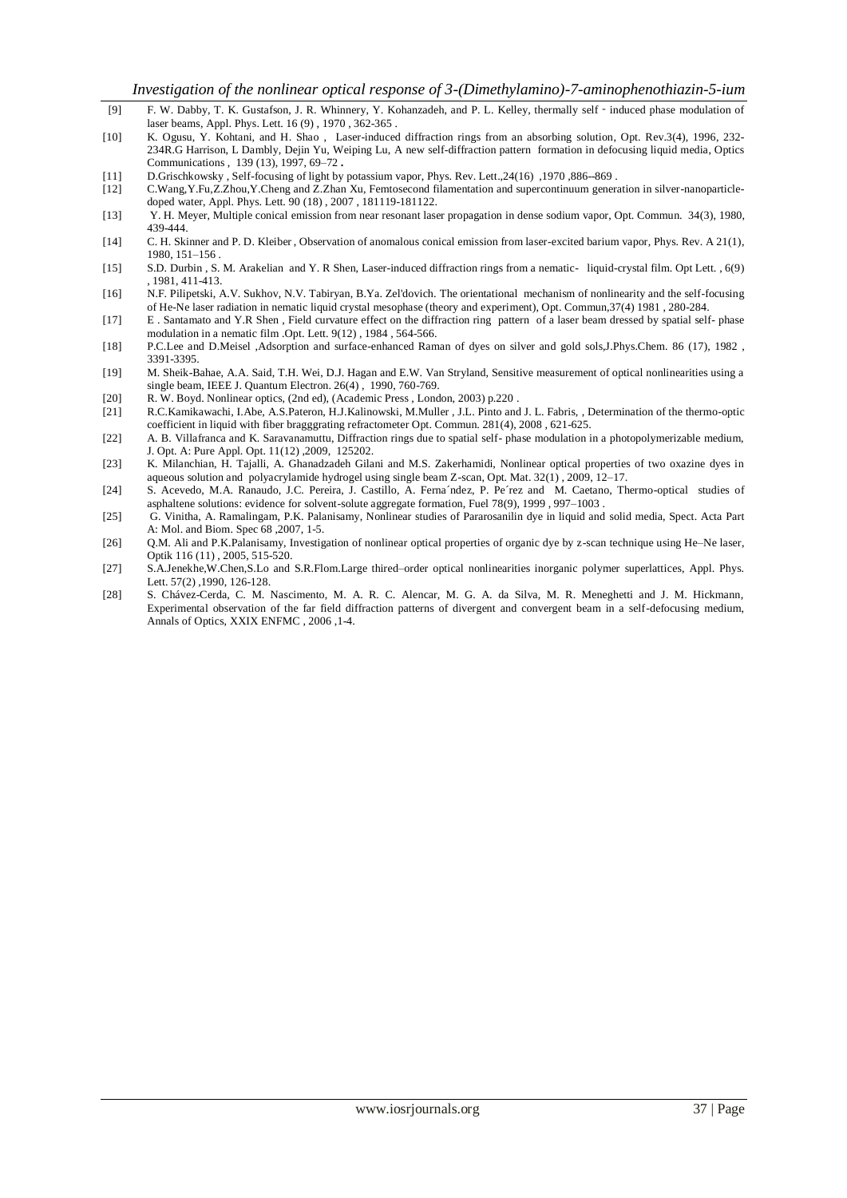[9] F. W. Dabby, T. K. Gustafson, J. R. Whinnery, Y. Kohanzadeh, and P. L. Kelley, thermally self‐induced phase modulation of laser beams, Appl. Phys. Lett. 16 (9) , 1970 , 362-365 .

[10] K. Ogusu, Y. Kohtani, and H. Shao , Laser-induced diffraction rings from an absorbing solution, Opt. Rev.3(4), 1996, 232-234R.G Harrison, L Dambly, Dejin Yu, Weiping Lu, A new self-diffraction pattern formation in defocusing liquid media, Optics Communications , 139 (13), 1997, 69–72 **.**

[11] D.Grischkowsky , Self-focusing of light by potassium vapor, Phys. Rev. Lett.,24(16) ,1970 ,886--869 .

[12] C.Wang,Y.Fu,Z.Zhou,Y.Cheng and Z.Zhan Xu, Femtosecond filamentation and supercontinuum generation in silver-nanoparticle-doped water, Appl. Phys. Lett. 90 (18) , 2007 , 181119-181122.

[13] Y. H. Meyer, Multiple conical emission from near resonant laser propagation in dense sodium vapor, Opt. Commun. 34(3), 1980, 439-444.

[14] C. H. Skinner and P. D. Kleiber , Observation of anomalous conical emission from laser-excited barium vapor, Phys. Rev. A 21(1), 1980, 151–156 .

[15] S.D. Durbin , S. M. Arakelian and Y. R Shen, Laser-induced diffraction rings from a nematic- liquid-crystal film. Opt Lett. , 6(9) , 1981, 411-413.

[16] N.F. Pilipetski, A.V. Sukhov, N.V. Tabiryan, B.Ya. Zel'dovich. The orientational mechanism of nonlinearity and the self-focusing of He-Ne laser radiation in nematic liquid crystal mesophase (theory and experiment), Opt. Commun,37(4) 1981 , 280-284.

[17] E . Santamato and Y.R Shen , Field curvature effect on the diffraction ring pattern of a laser beam dressed by spatial self- phase modulation in a nematic film .Opt. Lett. 9(12) , 1984 , 564-566.

[18] P.C.Lee and D.Meisel ,Adsorption and surface-enhanced Raman of dyes on silver and gold sols,J.Phys.Chem. 86 (17), 1982 , 3391-3395.

[19] M. Sheik-Bahae, A.A. Said, T.H. Wei, D.J. Hagan and E.W. Van Stryland, Sensitive measurement of optical nonlinearities using a single beam, IEEE J. Quantum Electron. 26(4) , 1990, 760-769.

[20] R. W. Boyd. Nonlinear optics, (2nd ed), (Academic Press , London, 2003) p.220 .

[21] R.C.Kamikawachi, I.Abe, A.S.Pateron, H.J.Kalinowski, M.Muller , J.L. Pinto and J. L. Fabris, , Determination of the thermo-optic coefficient in liquid with fiber bragggrating refractometer Opt. Commun. 281(4), 2008 , 621-625.

[22] A. B. Villafranca and K. Saravanamuttu, Diffraction rings due to spatial self- phase modulation in a photopolymerizable medium, J. Opt. A: Pure Appl. Opt. 11(12) ,2009, 125202.

[23] K. Milanchian, H. Tajalli, A. Ghanadzadeh Gilani and M.S. Zakerhamidi, Nonlinear optical properties of two oxazine dyes in aqueous solution and polyacrylamide hydrogel using single beam Z-scan, Opt. Mat. 32(1) , 2009, 12–17.

[24] S. Acevedo, M.A. Ranaudo, J.C. Pereira, J. Castillo, A. Ferna´ndez, P. Pe´rez and M. Caetano, Thermo-optical studies of asphaltene solutions: evidence for solvent-solute aggregate formation, Fuel 78(9), 1999 , 997–1003 .

[25] G. Vinitha, A. Ramalingam, P.K. Palanisamy, Nonlinear studies of Pararosanilin dye in liquid and solid media, Spect. Acta Part A: Mol. and Biom. Spec 68 ,2007, 1-5.

[26] Q.M. Ali and P.K.Palanisamy, Investigation of nonlinear optical properties of organic dye by z-scan technique using He–Ne laser, Optik 116 (11) , 2005, 515-520.

[27] S.A.Jenekhe,W.Chen,S.Lo and S.R.Flom.Large thired–order optical nonlinearities inorganic polymer superlattices, Appl. Phys. Lett. 57(2) ,1990, 126-128.

[28] S. Chávez-Cerda, C. M. Nascimento, M. A. R. C. Alencar, M. G. A. da Silva, M. R. Meneghetti and J. M. Hickmann, Experimental observation of the far field diffraction patterns of divergent and convergent beam in a self-defocusing medium, Annals of Optics, XXIX ENFMC , 2006 ,1-4.